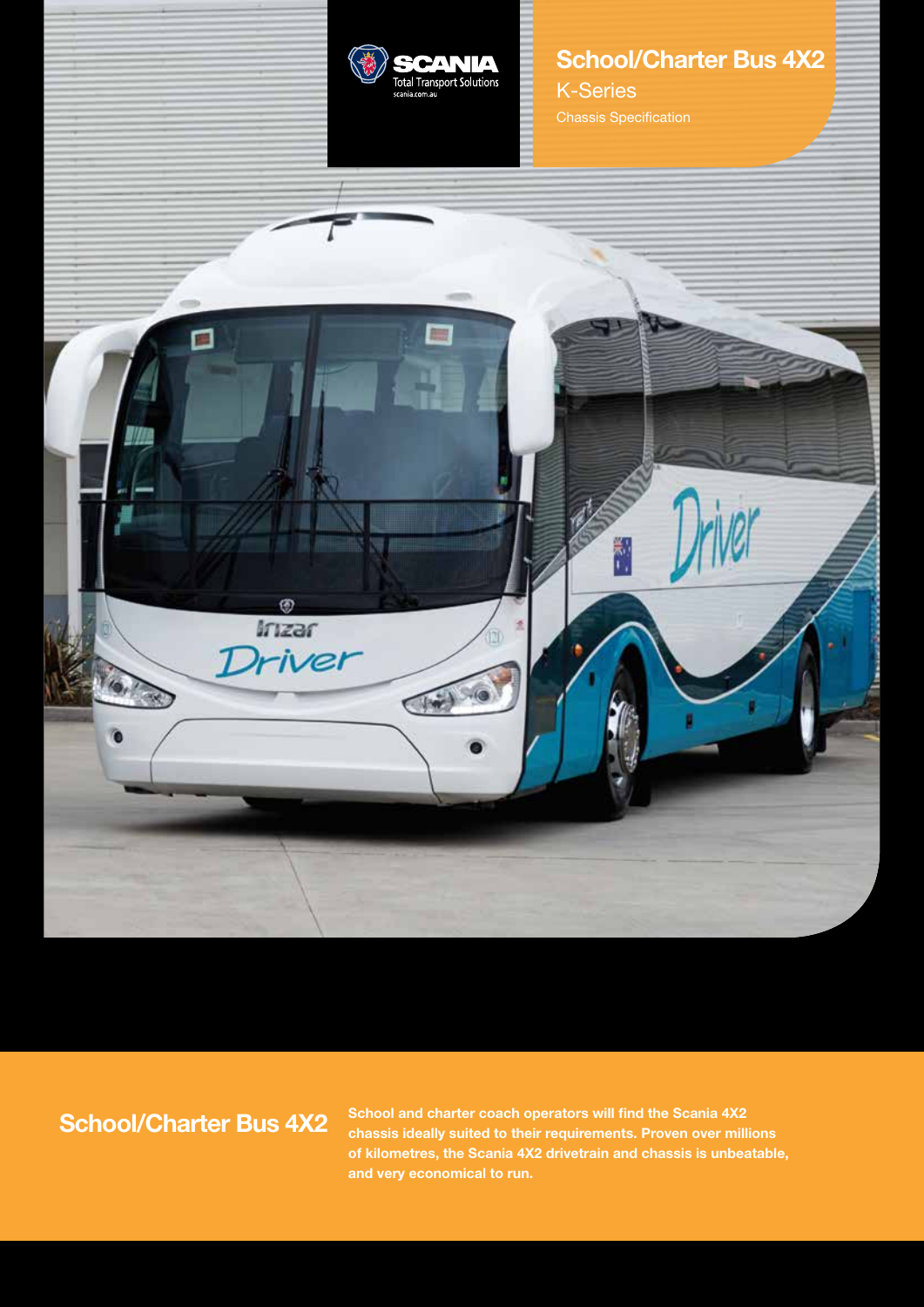SCANIA
Total Transport Solutions
scania.com.au

# School/Charter Bus 4X2

## K-Series

Chassis Specification

## School/Charter Bus 4X2

**School and charter coach operators will find the Scania 4X2 chassis ideally suited to their requirements. Proven over millions of kilometres, the Scania 4X2 drivetrain and chassis is unbeatable, and very economical to run.**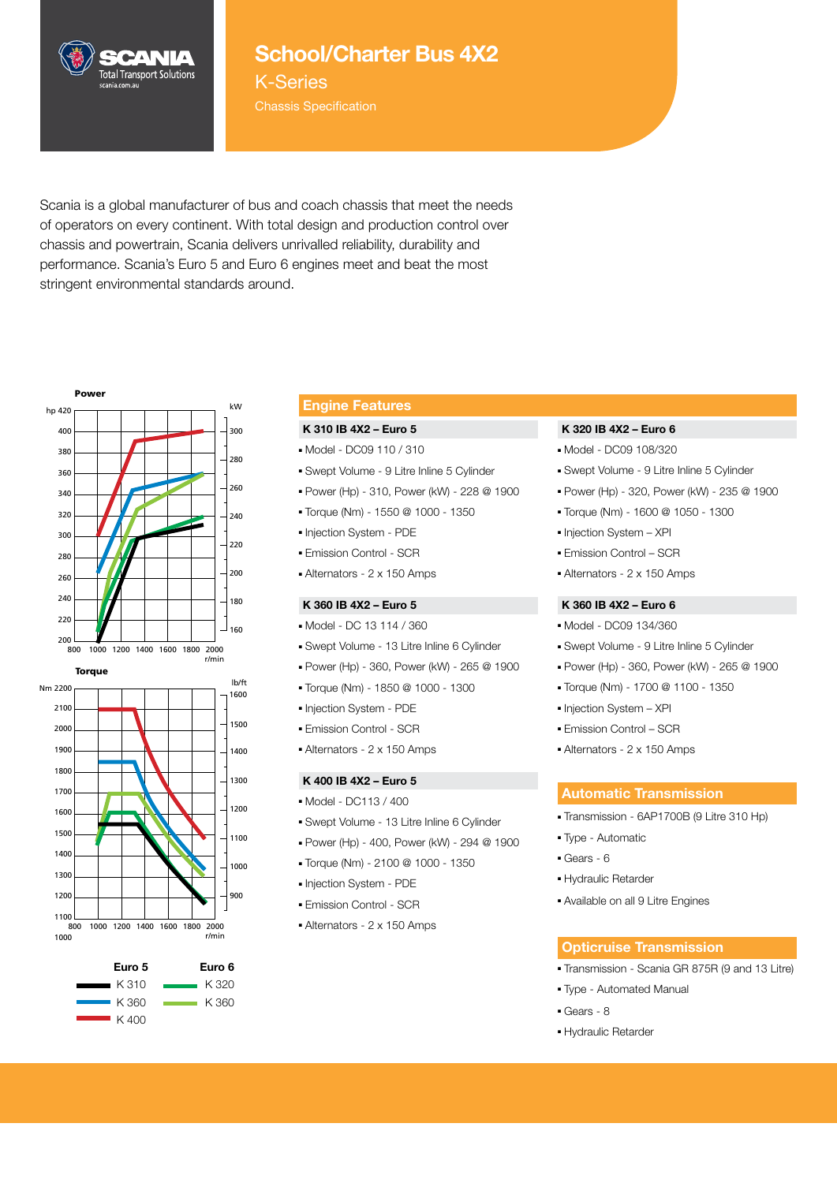# School/Charter Bus 4X2

## K-Series

Chassis Specification

Scania is a global manufacturer of bus and coach chassis that meet the needs of operators on every continent. With total design and production control over chassis and powertrain, Scania delivers unrivalled reliability, durability and performance. Scania's Euro 5 and Euro 6 engines meet and beat the most stringent environmental standards around.

**Power**

**Torque**

| Euro 5 | Euro 6 |
|---|---|
| K 310 | K 320 |
| K 360 | K 360 |
| K 400 | |

## Engine Features

### K 310 IB 4X2 – Euro 5

- Model - DC09 110 / 310
- Swept Volume - 9 Litre Inline 5 Cylinder
- Power (Hp) - 310, Power (kW) - 228 @ 1900
- Torque (Nm) - 1550 @ 1000 - 1350
- Injection System - PDE
- Emission Control - SCR
- Alternators - 2 x 150 Amps

### K 360 IB 4X2 – Euro 5

- Model - DC 13 114 / 360
- Swept Volume - 13 Litre Inline 6 Cylinder
- Power (Hp) - 360, Power (kW) - 265 @ 1900
- Torque (Nm) - 1850 @ 1000 - 1300
- Injection System - PDE
- Emission Control - SCR
- Alternators - 2 x 150 Amps

### K 400 IB 4X2 – Euro 5

- Model - DC113 / 400
- Swept Volume - 13 Litre Inline 6 Cylinder
- Power (Hp) - 400, Power (kW) - 294 @ 1900
- Torque (Nm) - 2100 @ 1000 - 1350
- Injection System - PDE
- Emission Control - SCR
- Alternators - 2 x 150 Amps

### K 320 IB 4X2 – Euro 6

- Model - DC09 108/320
- Swept Volume - 9 Litre Inline 5 Cylinder
- Power (Hp) - 320, Power (kW) - 235 @ 1900
- Torque (Nm) - 1600 @ 1050 - 1300
- Injection System – XPI
- Emission Control – SCR
- Alternators - 2 x 150 Amps

### K 360 IB 4X2 – Euro 6

- Model - DC09 134/360
- Swept Volume - 9 Litre Inline 5 Cylinder
- Power (Hp) - 360, Power (kW) - 265 @ 1900
- Torque (Nm) - 1700 @ 1100 - 1350
- Injection System – XPI
- Emission Control – SCR
- Alternators - 2 x 150 Amps

## Automatic Transmission

- Transmission - 6AP1700B (9 Litre 310 Hp)
- Type - Automatic
- Gears - 6
- Hydraulic Retarder
- Available on all 9 Litre Engines

## Opticruise Transmission

- Transmission - Scania GR 875R (9 and 13 Litre)
- Type - Automated Manual
- Gears - 8
- Hydraulic Retarder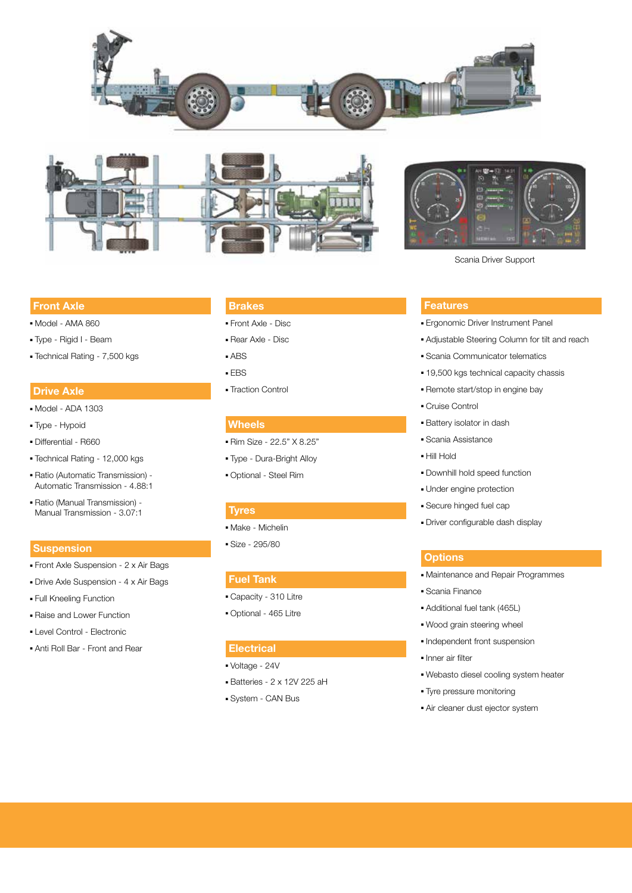Scania Driver Support

## Front Axle

- Model - AMA 860
- Type - Rigid I - Beam
- Technical Rating - 7,500 kgs

## Drive Axle

- Model - ADA 1303
- Type - Hypoid
- Differential - R660
- Technical Rating - 12,000 kgs
- Ratio (Automatic Transmission) - Automatic Transmission - 4.88:1
- Ratio (Manual Transmission) - Manual Transmission - 3.07:1

## Suspension

- Front Axle Suspension - 2 x Air Bags
- Drive Axle Suspension - 4 x Air Bags
- Full Kneeling Function
- Raise and Lower Function
- Level Control - Electronic
- Anti Roll Bar - Front and Rear

## Brakes

- Front Axle - Disc
- Rear Axle - Disc
- ABS
- EBS
- Traction Control

## Wheels

- Rim Size - 22.5" X 8.25"
- Type - Dura-Bright Alloy
- Optional - Steel Rim

## Tyres

- Make - Michelin
- Size - 295/80

## Fuel Tank

- Capacity - 310 Litre
- Optional - 465 Litre

## Electrical

- Voltage - 24V
- Batteries - 2 x 12V 225 aH
- System - CAN Bus

## Features

- Ergonomic Driver Instrument Panel
- Adjustable Steering Column for tilt and reach
- Scania Communicator telematics
- 19,500 kgs technical capacity chassis
- Remote start/stop in engine bay
- Cruise Control
- Battery isolator in dash
- Scania Assistance
- Hill Hold
- Downhill hold speed function
- Under engine protection
- Secure hinged fuel cap
- Driver configurable dash display

## Options

- Maintenance and Repair Programmes
- Scania Finance
- Additional fuel tank (465L)
- Wood grain steering wheel
- Independent front suspension
- Inner air filter
- Webasto diesel cooling system heater
- Tyre pressure monitoring
- Air cleaner dust ejector system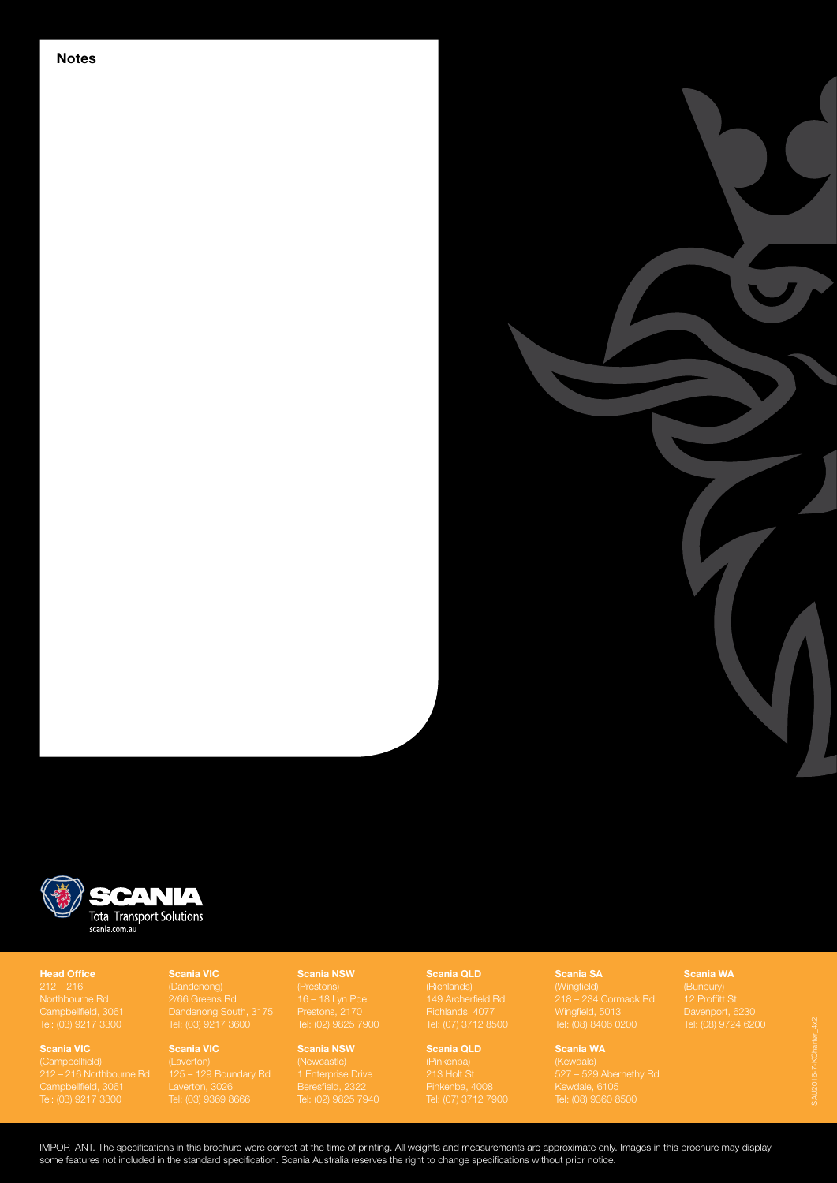**Notes**

**SCANIA**
Total Transport Solutions
scania.com.au

**Head Office**
212 – 216
Northbourne Rd
Campbellfield, 3061
Tel: (03) 9217 3300

**Scania VIC**
(Campbellfield)
212 – 216 Northbourne Rd
Campbellfield, 3061
Tel: (03) 9217 3300

**Scania VIC**
(Dandenong)
2/66 Greens Rd
Dandenong South, 3175
Tel: (03) 9217 3600

**Scania VIC**
(Laverton)
125 – 129 Boundary Rd
Laverton, 3026
Tel: (03) 9369 8666

**Scania NSW**
(Prestons)
16 – 18 Lyn Pde
Prestons, 2170
Tel: (02) 9825 7900

**Scania NSW**
(Newcastle)
1 Enterprise Drive
Beresfield, 2322
Tel: (02) 9825 7940

**Scania QLD**
(Richlands)
149 Archerfield Rd
Richlands, 4077
Tel: (07) 3712 8500

**Scania QLD**
(Pinkenba)
213 Holt St
Pinkenba, 4008
Tel: (07) 3712 7900

**Scania SA**
(Wingfield)
218 – 234 Cormack Rd
Wingfield, 5013
Tel: (08) 8406 0200

**Scania WA**
(Kewdale)
527 – 529 Abernethy Rd
Kewdale, 6105
Tel: (08) 9360 8500

**Scania WA**
(Bunbury)
12 Proffitt St
Davenport, 6230
Tel: (08) 9724 6200

SAI2016-7-KCharter_4x2

IMPORTANT. The specifications in this brochure were correct at the time of printing. All weights and measurements are approximate only. Images in this brochure may display some features not included in the standard specification. Scania Australia reserves the right to change specifications without prior notice.